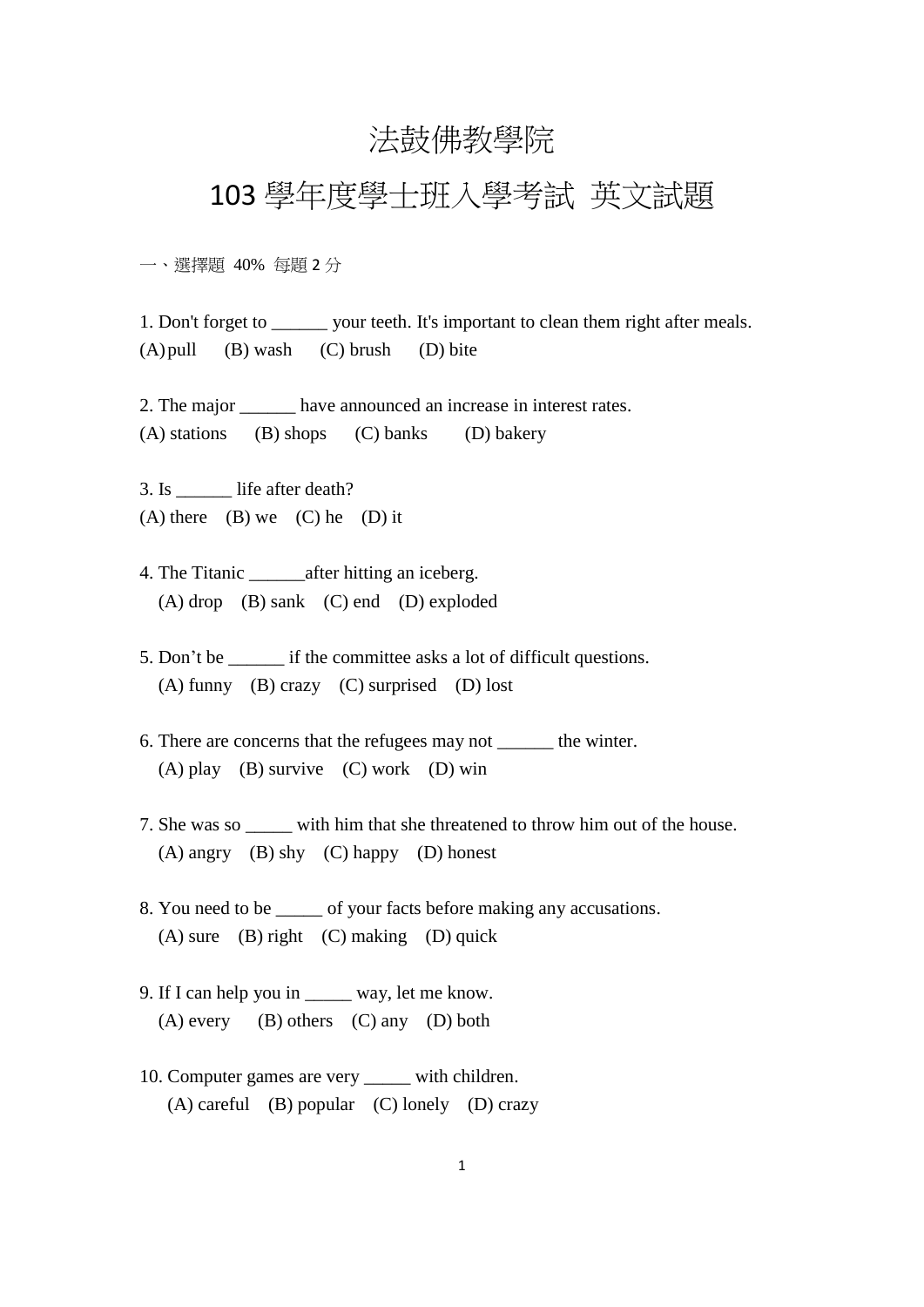# 法鼓佛教學院

# 103 學年度學士班入學考試 英文試題

一、選擇題 40% 每題 2 分

1. Don't forget to ______ your teeth. It's important to clean them right after meals.
(A) pull (B) wash (C) brush (D) bite

2. The major ______ have announced an increase in interest rates.
(A) stations (B) shops (C) banks (D) bakery

3. Is ______ life after death?
(A) there (B) we (C) he (D) it

4. The Titanic ______after hitting an iceberg.
(A) drop (B) sank (C) end (D) exploded

5. Don't be ______ if the committee asks a lot of difficult questions.
(A) funny (B) crazy (C) surprised (D) lost

6. There are concerns that the refugees may not ______ the winter.
(A) play (B) survive (C) work (D) win

7. She was so _____ with him that she threatened to throw him out of the house.
(A) angry (B) shy (C) happy (D) honest

8. You need to be _____ of your facts before making any accusations.
(A) sure (B) right (C) making (D) quick

9. If I can help you in _____ way, let me know.
(A) every (B) others (C) any (D) both

10. Computer games are very _____ with children.
(A) careful (B) popular (C) lonely (D) crazy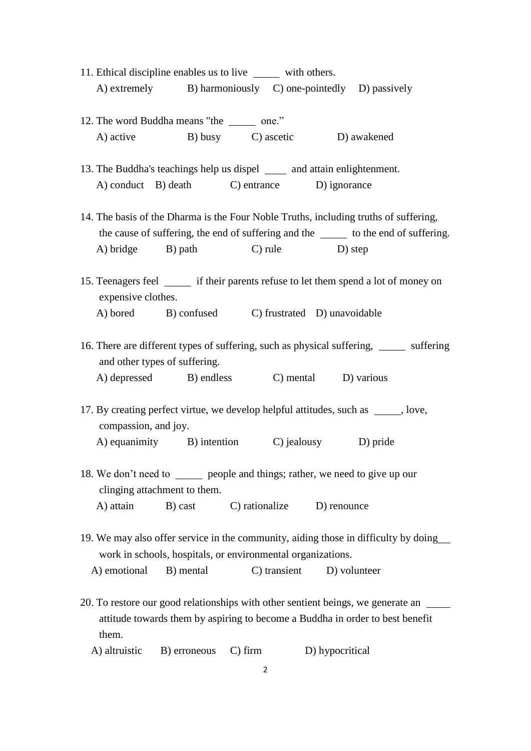11. Ethical discipline enables us to live _____ with others.
    A) extremely B) harmoniously C) one-pointedly D) passively

12. The word Buddha means "the _____ one."
    A) active B) busy C) ascetic D) awakened

13. The Buddha's teachings help us dispel ____ and attain enlightenment.
    A) conduct B) death C) entrance D) ignorance

14. The basis of the Dharma is the Four Noble Truths, including truths of suffering, the cause of suffering, the end of suffering and the _____ to the end of suffering.
    A) bridge B) path C) rule D) step

15. Teenagers feel _____ if their parents refuse to let them spend a lot of money on expensive clothes.
    A) bored B) confused C) frustrated D) unavoidable

16. There are different types of suffering, such as physical suffering, _____ suffering and other types of suffering.
    A) depressed B) endless C) mental D) various

17. By creating perfect virtue, we develop helpful attitudes, such as _____, love, compassion, and joy.
    A) equanimity B) intention C) jealousy D) pride

18. We don't need to _____ people and things; rather, we need to give up our clinging attachment to them.
    A) attain B) cast C) rationalize D) renounce

19. We may also offer service in the community, aiding those in difficulty by doing___ work in schools, hospitals, or environmental organizations.
    A) emotional B) mental C) transient D) volunteer

20. To restore our good relationships with other sentient beings, we generate an _____ attitude towards them by aspiring to become a Buddha in order to best benefit them.
    A) altruistic B) erroneous C) firm D) hypocritical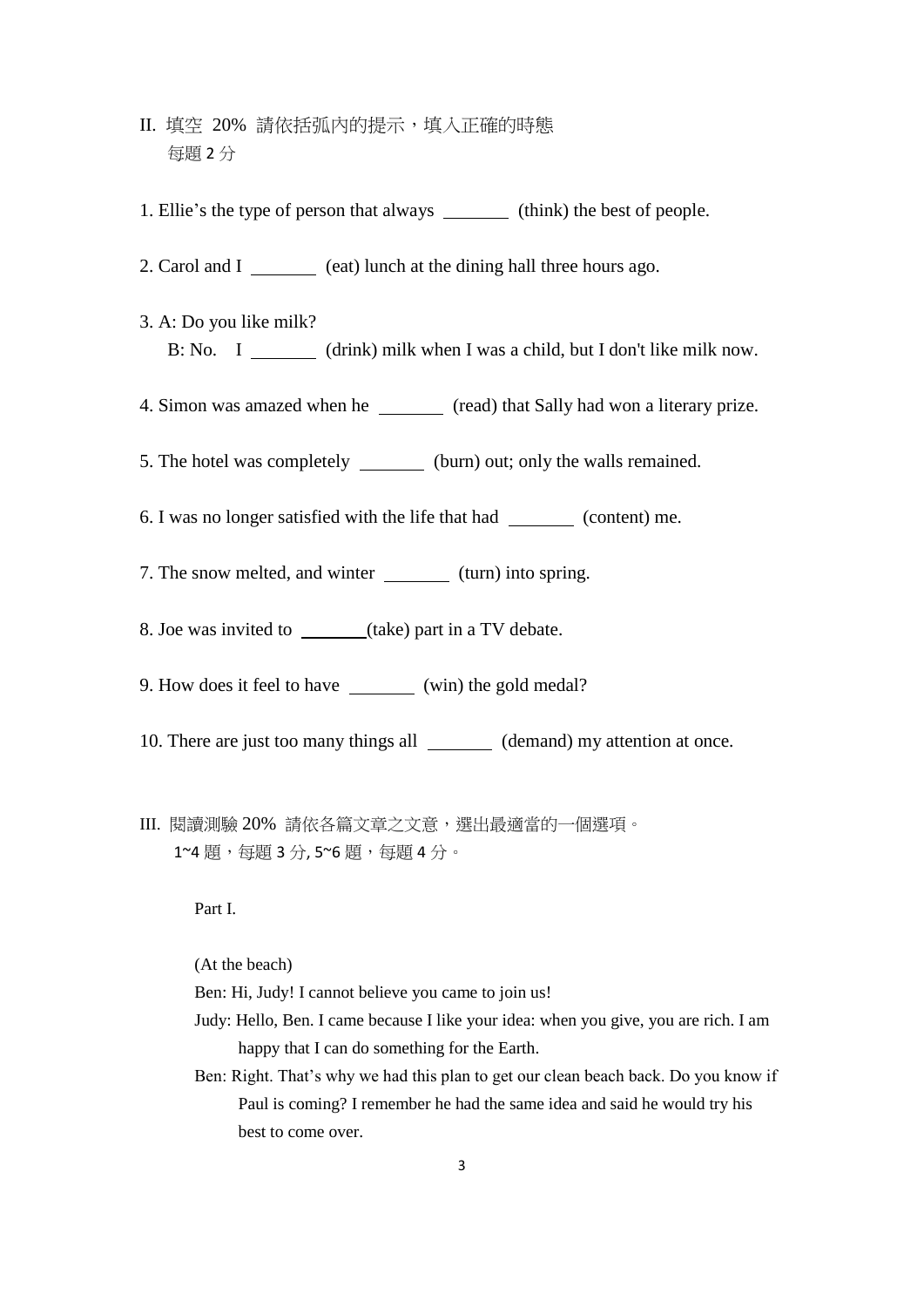II. 填空 20% 請依括弧內的提示，填入正確的時態
每題 2 分

1. Ellie's the type of person that always ______ (think) the best of people.

2. Carol and I ______ (eat) lunch at the dining hall three hours ago.

3. A: Do you like milk?
   B: No. I ______ (drink) milk when I was a child, but I don't like milk now.

4. Simon was amazed when he ______ (read) that Sally had won a literary prize.

5. The hotel was completely ______ (burn) out; only the walls remained.

6. I was no longer satisfied with the life that had ______ (content) me.

7. The snow melted, and winter ______ (turn) into spring.

8. Joe was invited to ______(take) part in a TV debate.

9. How does it feel to have ______ (win) the gold medal?

10. There are just too many things all ______ (demand) my attention at once.

III. 閱讀測驗 20% 請依各篇文章之文意，選出最適當的一個選項。
1~4 題，每題 3 分, 5~6 題，每題 4 分。

Part I.

(At the beach)

Ben: Hi, Judy! I cannot believe you came to join us!

Judy: Hello, Ben. I came because I like your idea: when you give, you are rich. I am happy that I can do something for the Earth.

Ben: Right. That's why we had this plan to get our clean beach back. Do you know if Paul is coming? I remember he had the same idea and said he would try his best to come over.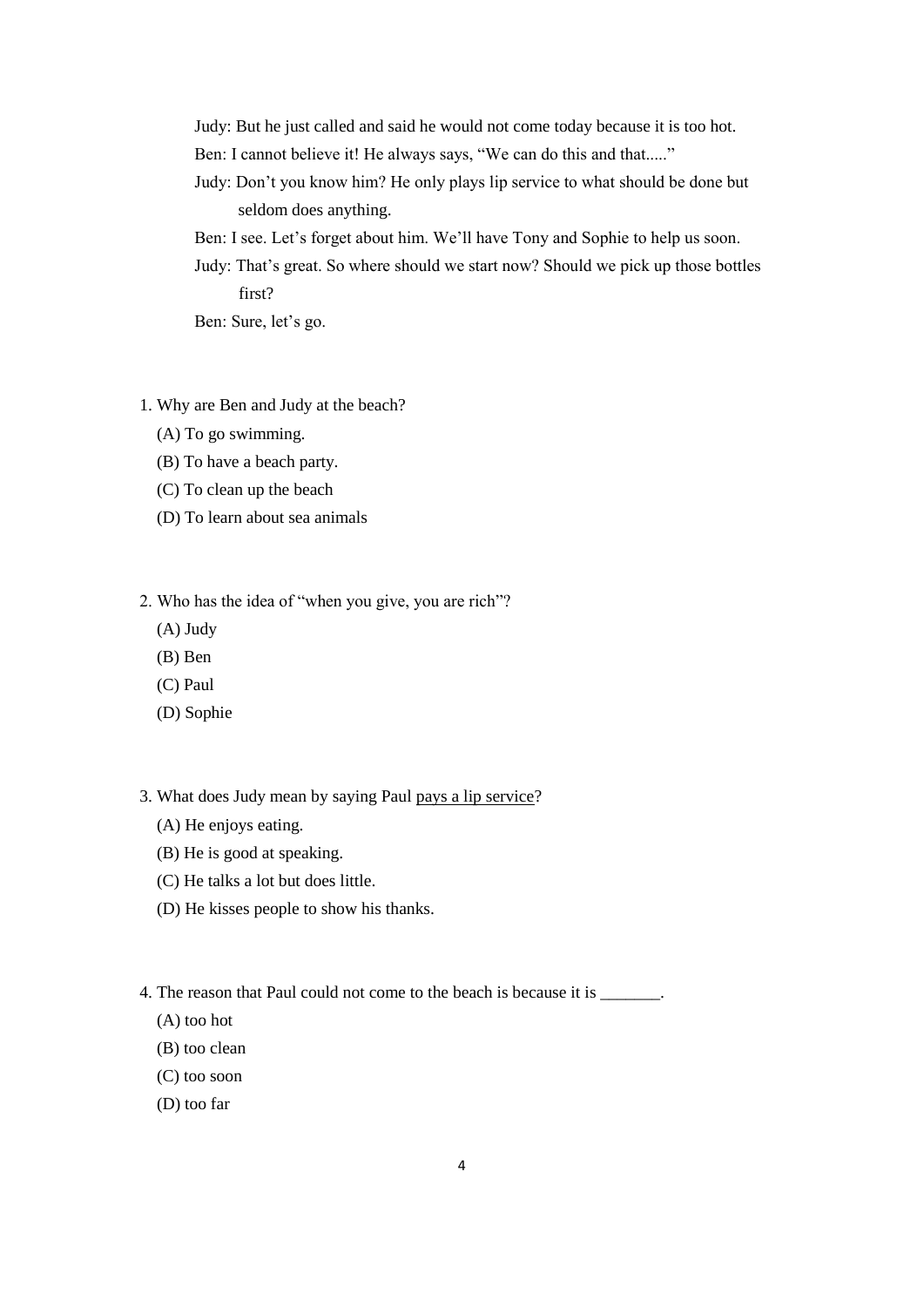Judy: But he just called and said he would not come today because it is too hot.

Ben: I cannot believe it! He always says, "We can do this and that....."

Judy: Don't you know him? He only plays lip service to what should be done but seldom does anything.

Ben: I see. Let's forget about him. We'll have Tony and Sophie to help us soon.

Judy: That's great. So where should we start now? Should we pick up those bottles first?

Ben: Sure, let's go.

1. Why are Ben and Judy at the beach?
   (A) To go swimming.
   (B) To have a beach party.
   (C) To clean up the beach
   (D) To learn about sea animals

2. Who has the idea of "when you give, you are rich"?
   (A) Judy
   (B) Ben
   (C) Paul
   (D) Sophie

3. What does Judy mean by saying Paul <u>pays a lip service</u>?
   (A) He enjoys eating.
   (B) He is good at speaking.
   (C) He talks a lot but does little.
   (D) He kisses people to show his thanks.

4. The reason that Paul could not come to the beach is because it is _______.
   (A) too hot
   (B) too clean
   (C) too soon
   (D) too far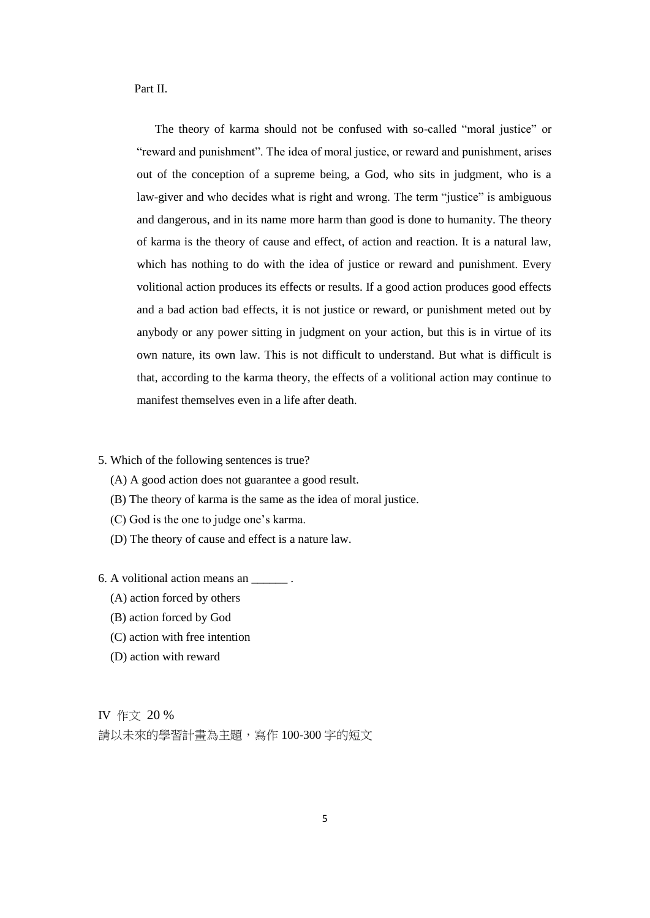Part II.

The theory of karma should not be confused with so-called "moral justice" or "reward and punishment". The idea of moral justice, or reward and punishment, arises out of the conception of a supreme being, a God, who sits in judgment, who is a law-giver and who decides what is right and wrong. The term "justice" is ambiguous and dangerous, and in its name more harm than good is done to humanity. The theory of karma is the theory of cause and effect, of action and reaction. It is a natural law, which has nothing to do with the idea of justice or reward and punishment. Every volitional action produces its effects or results. If a good action produces good effects and a bad action bad effects, it is not justice or reward, or punishment meted out by anybody or any power sitting in judgment on your action, but this is in virtue of its own nature, its own law. This is not difficult to understand. But what is difficult is that, according to the karma theory, the effects of a volitional action may continue to manifest themselves even in a life after death.

5. Which of the following sentences is true?
   (A) A good action does not guarantee a good result.
   (B) The theory of karma is the same as the idea of moral justice.
   (C) God is the one to judge one's karma.
   (D) The theory of cause and effect is a nature law.

6. A volitional action means an ______ .
   (A) action forced by others
   (B) action forced by God
   (C) action with free intention
   (D) action with reward

IV 作文 20 %

請以未來的學習計畫為主題，寫作 100-300 字的短文